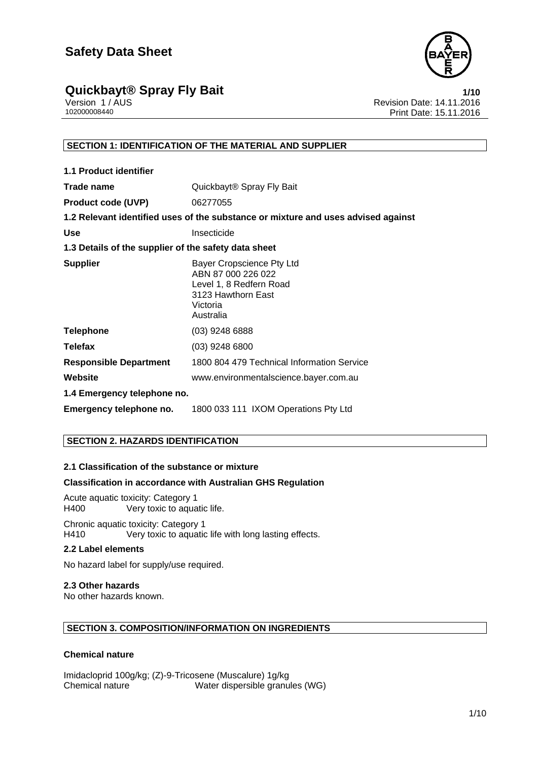# Safety Data Sheet

## Quickbayt® Spray Fly Bait

Version 1 / AUS
102000008440

Revision Date: 14.11.2016
Print Date: 15.11.2016

### SECTION 1: IDENTIFICATION OF THE MATERIAL AND SUPPLIER

**1.1 Product identifier**

| | |
|---|---|
| **Trade name** | Quickbayt® Spray Fly Bait |
| **Product code (UVP)** | 06277055 |

**1.2 Relevant identified uses of the substance or mixture and uses advised against**

| | |
|---|---|
| **Use** | Insecticide |

**1.3 Details of the supplier of the safety data sheet**

| | |
|---|---|
| **Supplier** | Bayer Cropscience Pty Ltd<br>ABN 87 000 226 022<br>Level 1, 8 Redfern Road<br>3123 Hawthorn East<br>Victoria<br>Australia |
| **Telephone** | (03) 9248 6888 |
| **Telefax** | (03) 9248 6800 |
| **Responsible Department** | 1800 804 479 Technical Information Service |
| **Website** | www.environmentalscience.bayer.com.au |

**1.4 Emergency telephone no.**

| | |
|---|---|
| **Emergency telephone no.** | 1800 033 111 IXOM Operations Pty Ltd |

### SECTION 2. HAZARDS IDENTIFICATION

**2.1 Classification of the substance or mixture**

**Classification in accordance with Australian GHS Regulation**

Acute aquatic toxicity: Category 1
H400 Very toxic to aquatic life.

Chronic aquatic toxicity: Category 1
H410 Very toxic to aquatic life with long lasting effects.

**2.2 Label elements**

No hazard label for supply/use required.

**2.3 Other hazards**

No other hazards known.

### SECTION 3. COMPOSITION/INFORMATION ON INGREDIENTS

**Chemical nature**

Imidacloprid 100g/kg; (Z)-9-Tricosene (Muscalure) 1g/kg
Chemical nature Water dispersible granules (WG)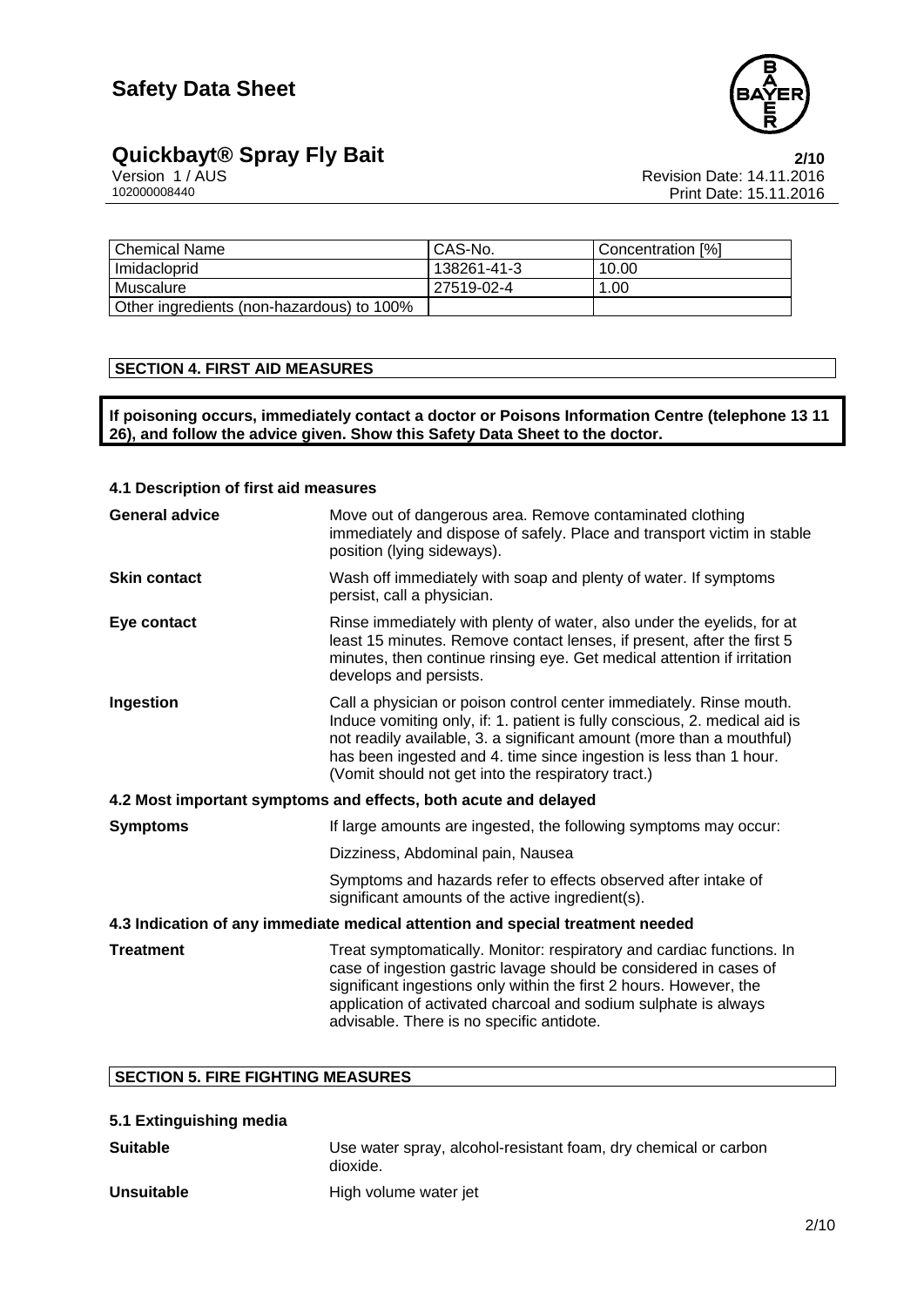| Chemical Name | CAS-No. | Concentration [%] |
| --- | --- | --- |
| Imidacloprid | 138261-41-3 | 10.00 |
| Muscalure | 27519-02-4 | 1.00 |
| Other ingredients (non-hazardous) to 100% | | |

## SECTION 4. FIRST AID MEASURES

**If poisoning occurs, immediately contact a doctor or Poisons Information Centre (telephone 13 11 26), and follow the advice given. Show this Safety Data Sheet to the doctor.**

### 4.1 Description of first aid measures

**General advice** Move out of dangerous area. Remove contaminated clothing immediately and dispose of safely. Place and transport victim in stable position (lying sideways).

**Skin contact** Wash off immediately with soap and plenty of water. If symptoms persist, call a physician.

**Eye contact** Rinse immediately with plenty of water, also under the eyelids, for at least 15 minutes. Remove contact lenses, if present, after the first 5 minutes, then continue rinsing eye. Get medical attention if irritation develops and persists.

**Ingestion** Call a physician or poison control center immediately. Rinse mouth. Induce vomiting only, if: 1. patient is fully conscious, 2. medical aid is not readily available, 3. a significant amount (more than a mouthful) has been ingested and 4. time since ingestion is less than 1 hour. (Vomit should not get into the respiratory tract.)

### 4.2 Most important symptoms and effects, both acute and delayed

**Symptoms** If large amounts are ingested, the following symptoms may occur:

Dizziness, Abdominal pain, Nausea

Symptoms and hazards refer to effects observed after intake of significant amounts of the active ingredient(s).

### 4.3 Indication of any immediate medical attention and special treatment needed

**Treatment** Treat symptomatically. Monitor: respiratory and cardiac functions. In case of ingestion gastric lavage should be considered in cases of significant ingestions only within the first 2 hours. However, the application of activated charcoal and sodium sulphate is always advisable. There is no specific antidote.

## SECTION 5. FIRE FIGHTING MEASURES

### 5.1 Extinguishing media

**Suitable** Use water spray, alcohol-resistant foam, dry chemical or carbon dioxide.

**Unsuitable** High volume water jet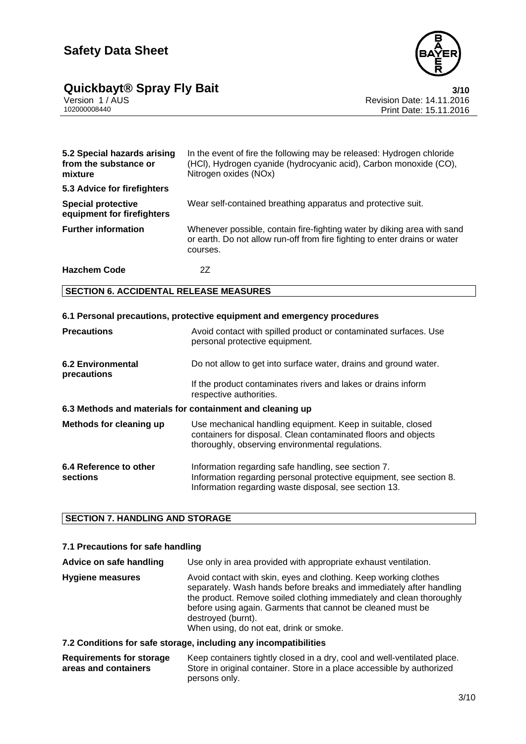| | |
|---|---|
| **5.2 Special hazards arising from the substance or mixture** | In the event of fire the following may be released: Hydrogen chloride (HCl), Hydrogen cyanide (hydrocyanic acid), Carbon monoxide (CO), Nitrogen oxides (NOx) |
| **5.3 Advice for firefighters** | |
| **Special protective equipment for firefighters** | Wear self-contained breathing apparatus and protective suit. |
| **Further information** | Whenever possible, contain fire-fighting water by diking area with sand or earth. Do not allow run-off from fire fighting to enter drains or water courses. |
| **Hazchem Code** | 2Z |

## SECTION 6. ACCIDENTAL RELEASE MEASURES

### 6.1 Personal precautions, protective equipment and emergency procedures

| | |
|---|---|
| **Precautions** | Avoid contact with spilled product or contaminated surfaces. Use personal protective equipment. |
| **6.2 Environmental precautions** | Do not allow to get into surface water, drains and ground water.<br>If the product contaminates rivers and lakes or drains inform respective authorities. |

### 6.3 Methods and materials for containment and cleaning up

| | |
|---|---|
| **Methods for cleaning up** | Use mechanical handling equipment. Keep in suitable, closed containers for disposal. Clean contaminated floors and objects thoroughly, observing environmental regulations. |
| **6.4 Reference to other sections** | Information regarding safe handling, see section 7.<br>Information regarding personal protective equipment, see section 8.<br>Information regarding waste disposal, see section 13. |

## SECTION 7. HANDLING AND STORAGE

### 7.1 Precautions for safe handling

| | |
|---|---|
| **Advice on safe handling** | Use only in area provided with appropriate exhaust ventilation. |
| **Hygiene measures** | Avoid contact with skin, eyes and clothing. Keep working clothes separately. Wash hands before breaks and immediately after handling the product. Remove soiled clothing immediately and clean thoroughly before using again. Garments that cannot be cleaned must be destroyed (burnt).<br>When using, do not eat, drink or smoke. |

### 7.2 Conditions for safe storage, including any incompatibilities

| | |
|---|---|
| **Requirements for storage areas and containers** | Keep containers tightly closed in a dry, cool and well-ventilated place. Store in original container. Store in a place accessible by authorized persons only. |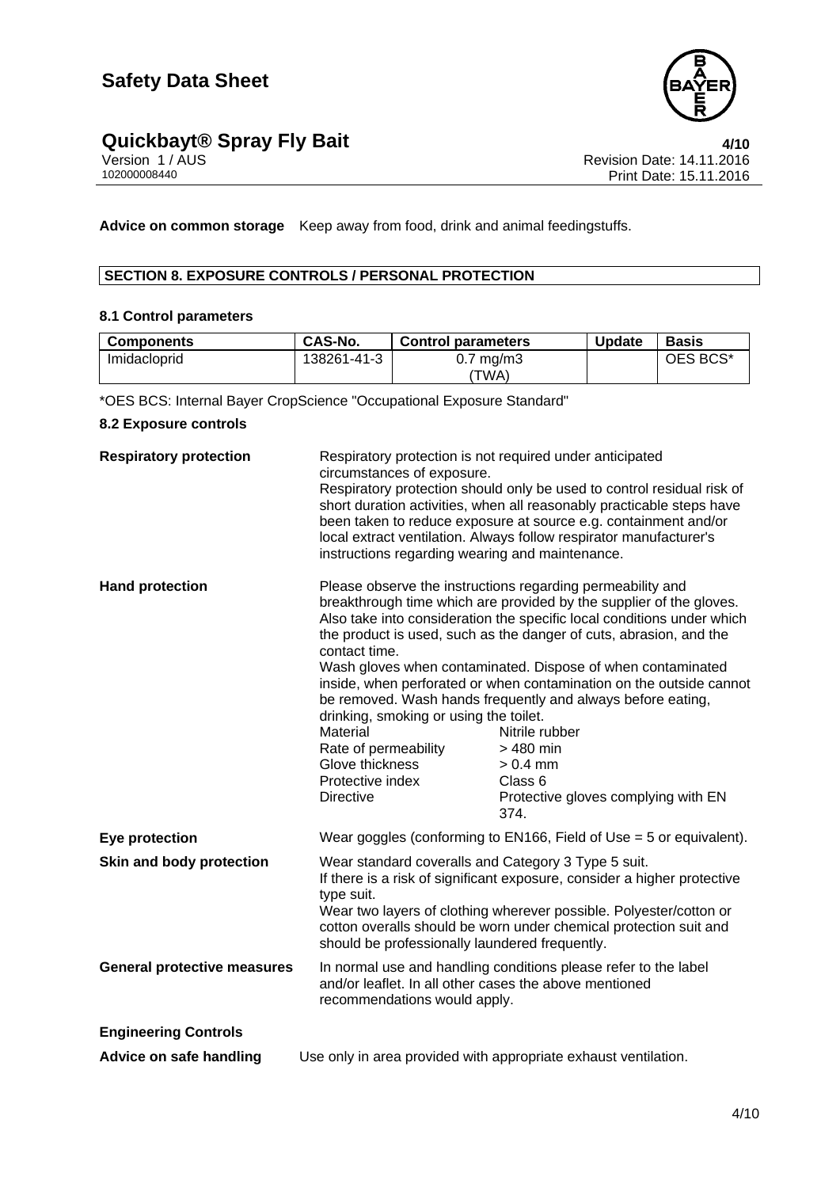**Advice on common storage** Keep away from food, drink and animal feedingstuffs.

## SECTION 8. EXPOSURE CONTROLS / PERSONAL PROTECTION

### 8.1 Control parameters

| Components | CAS-No. | Control parameters | Update | Basis |
|---|---|---|---|---|
| Imidacloprid | 138261-41-3 | 0.7 mg/m3 (TWA) | | OES BCS* |

*OES BCS: Internal Bayer CropScience "Occupational Exposure Standard"

### 8.2 Exposure controls

**Respiratory protection**

Respiratory protection is not required under anticipated circumstances of exposure.
Respiratory protection should only be used to control residual risk of short duration activities, when all reasonably practicable steps have been taken to reduce exposure at source e.g. containment and/or local extract ventilation. Always follow respirator manufacturer's instructions regarding wearing and maintenance.

**Hand protection**

Please observe the instructions regarding permeability and breakthrough time which are provided by the supplier of the gloves. Also take into consideration the specific local conditions under which the product is used, such as the danger of cuts, abrasion, and the contact time.
Wash gloves when contaminated. Dispose of when contaminated inside, when perforated or when contamination on the outside cannot be removed. Wash hands frequently and always before eating, drinking, smoking or using the toilet.

| | |
|---|---|
| Material | Nitrile rubber |
| Rate of permeability | > 480 min |
| Glove thickness | > 0.4 mm |
| Protective index | Class 6 |
| Directive | Protective gloves complying with EN 374. |

**Eye protection**

Wear goggles (conforming to EN166, Field of Use = 5 or equivalent).

**Skin and body protection**

Wear standard coveralls and Category 3 Type 5 suit.
If there is a risk of significant exposure, consider a higher protective type suit.
Wear two layers of clothing wherever possible. Polyester/cotton or cotton overalls should be worn under chemical protection suit and should be professionally laundered frequently.

**General protective measures**

In normal use and handling conditions please refer to the label and/or leaflet. In all other cases the above mentioned recommendations would apply.

**Engineering Controls**

**Advice on safe handling** Use only in area provided with appropriate exhaust ventilation.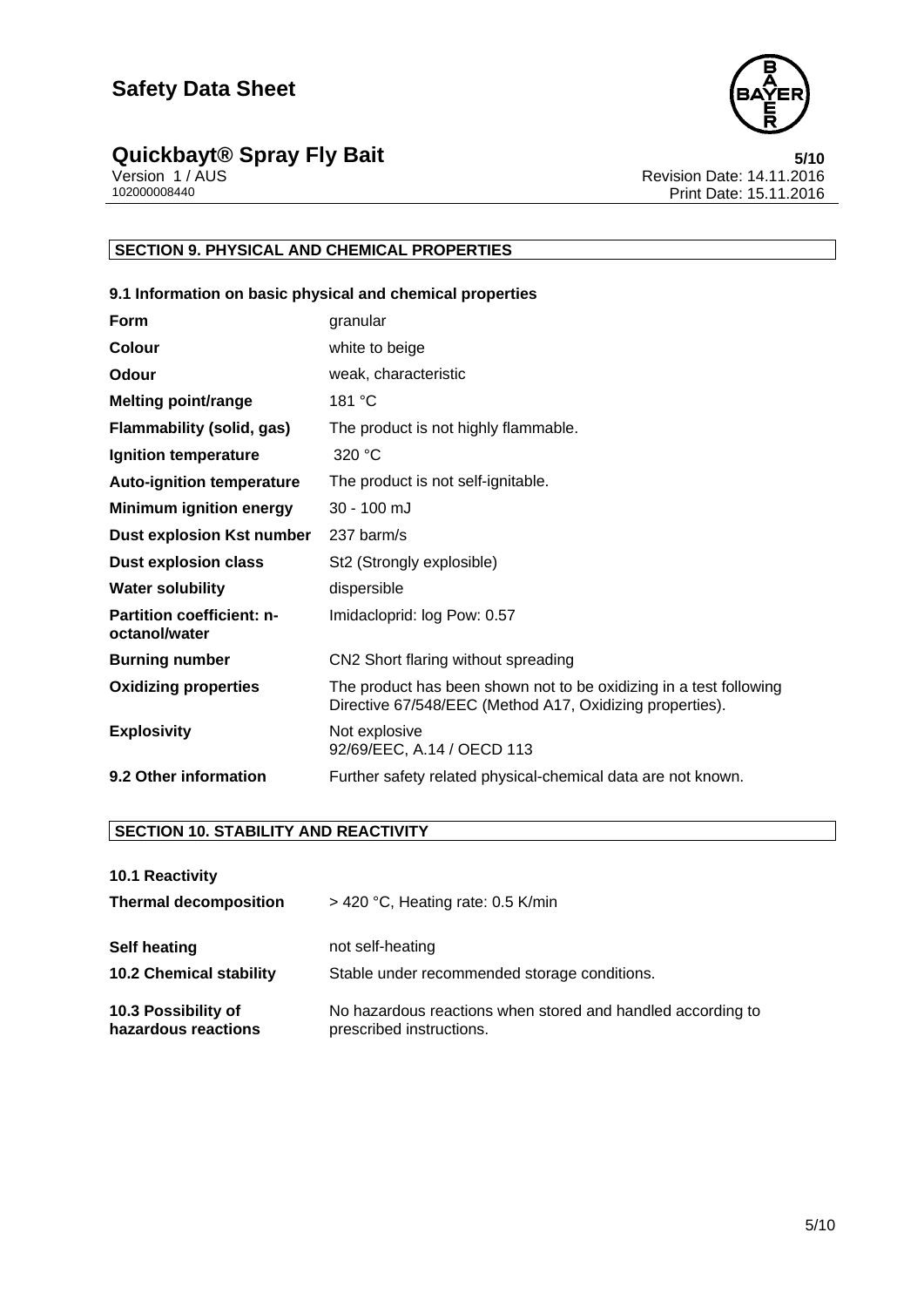## SECTION 9. PHYSICAL AND CHEMICAL PROPERTIES

### 9.1 Information on basic physical and chemical properties

| | |
|---|---|
| **Form** | granular |
| **Colour** | white to beige |
| **Odour** | weak, characteristic |
| **Melting point/range** | 181 °C |
| **Flammability (solid, gas)** | The product is not highly flammable. |
| **Ignition temperature** | 320 °C |
| **Auto-ignition temperature** | The product is not self-ignitable. |
| **Minimum ignition energy** | 30 - 100 mJ |
| **Dust explosion Kst number** | 237 barm/s |
| **Dust explosion class** | St2 (Strongly explosible) |
| **Water solubility** | dispersible |
| **Partition coefficient: n-octanol/water** | Imidacloprid: log Pow: 0.57 |
| **Burning number** | CN2 Short flaring without spreading |
| **Oxidizing properties** | The product has been shown not to be oxidizing in a test following Directive 67/548/EEC (Method A17, Oxidizing properties). |
| **Explosivity** | Not explosive<br>92/69/EEC, A.14 / OECD 113 |
| **9.2 Other information** | Further safety related physical-chemical data are not known. |

## SECTION 10. STABILITY AND REACTIVITY

| | |
|---|---|
| **10.1 Reactivity** | |
| **Thermal decomposition** | > 420 °C, Heating rate: 0.5 K/min |
| **Self heating** | not self-heating |
| **10.2 Chemical stability** | Stable under recommended storage conditions. |
| **10.3 Possibility of hazardous reactions** | No hazardous reactions when stored and handled according to prescribed instructions. |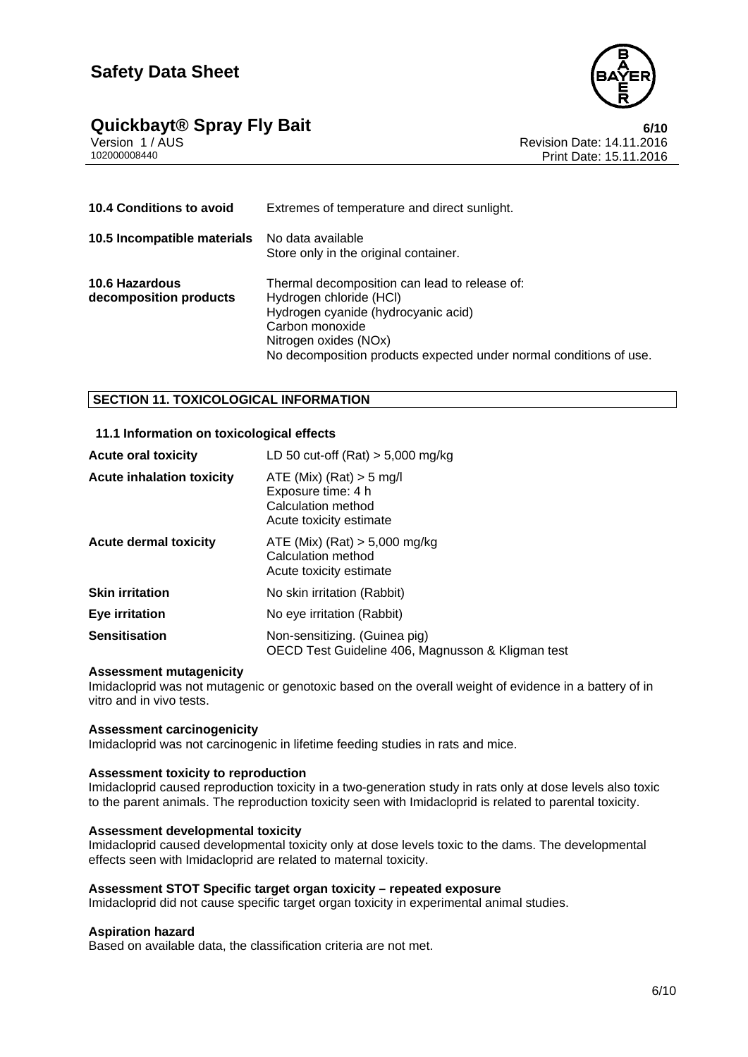| | |
|---|---|
| **10.4 Conditions to avoid** | Extremes of temperature and direct sunlight. |
| **10.5 Incompatible materials** | No data available<br>Store only in the original container. |
| **10.6 Hazardous decomposition products** | Thermal decomposition can lead to release of:<br>Hydrogen chloride (HCl)<br>Hydrogen cyanide (hydrocyanic acid)<br>Carbon monoxide<br>Nitrogen oxides (NOx)<br>No decomposition products expected under normal conditions of use. |

## SECTION 11. TOXICOLOGICAL INFORMATION

### 11.1 Information on toxicological effects

| | |
|---|---|
| **Acute oral toxicity** | LD 50 cut-off (Rat) > 5,000 mg/kg |
| **Acute inhalation toxicity** | ATE (Mix) (Rat) > 5 mg/l<br>Exposure time: 4 h<br>Calculation method<br>Acute toxicity estimate |
| **Acute dermal toxicity** | ATE (Mix) (Rat) > 5,000 mg/kg<br>Calculation method<br>Acute toxicity estimate |
| **Skin irritation** | No skin irritation (Rabbit) |
| **Eye irritation** | No eye irritation (Rabbit) |
| **Sensitisation** | Non-sensitizing. (Guinea pig)<br>OECD Test Guideline 406, Magnusson & Kligman test |

**Assessment mutagenicity**
Imidacloprid was not mutagenic or genotoxic based on the overall weight of evidence in a battery of in vitro and in vivo tests.

**Assessment carcinogenicity**
Imidacloprid was not carcinogenic in lifetime feeding studies in rats and mice.

**Assessment toxicity to reproduction**
Imidacloprid caused reproduction toxicity in a two-generation study in rats only at dose levels also toxic to the parent animals. The reproduction toxicity seen with Imidacloprid is related to parental toxicity.

**Assessment developmental toxicity**
Imidacloprid caused developmental toxicity only at dose levels toxic to the dams. The developmental effects seen with Imidacloprid are related to maternal toxicity.

**Assessment STOT Specific target organ toxicity – repeated exposure**
Imidacloprid did not cause specific target organ toxicity in experimental animal studies.

**Aspiration hazard**
Based on available data, the classification criteria are not met.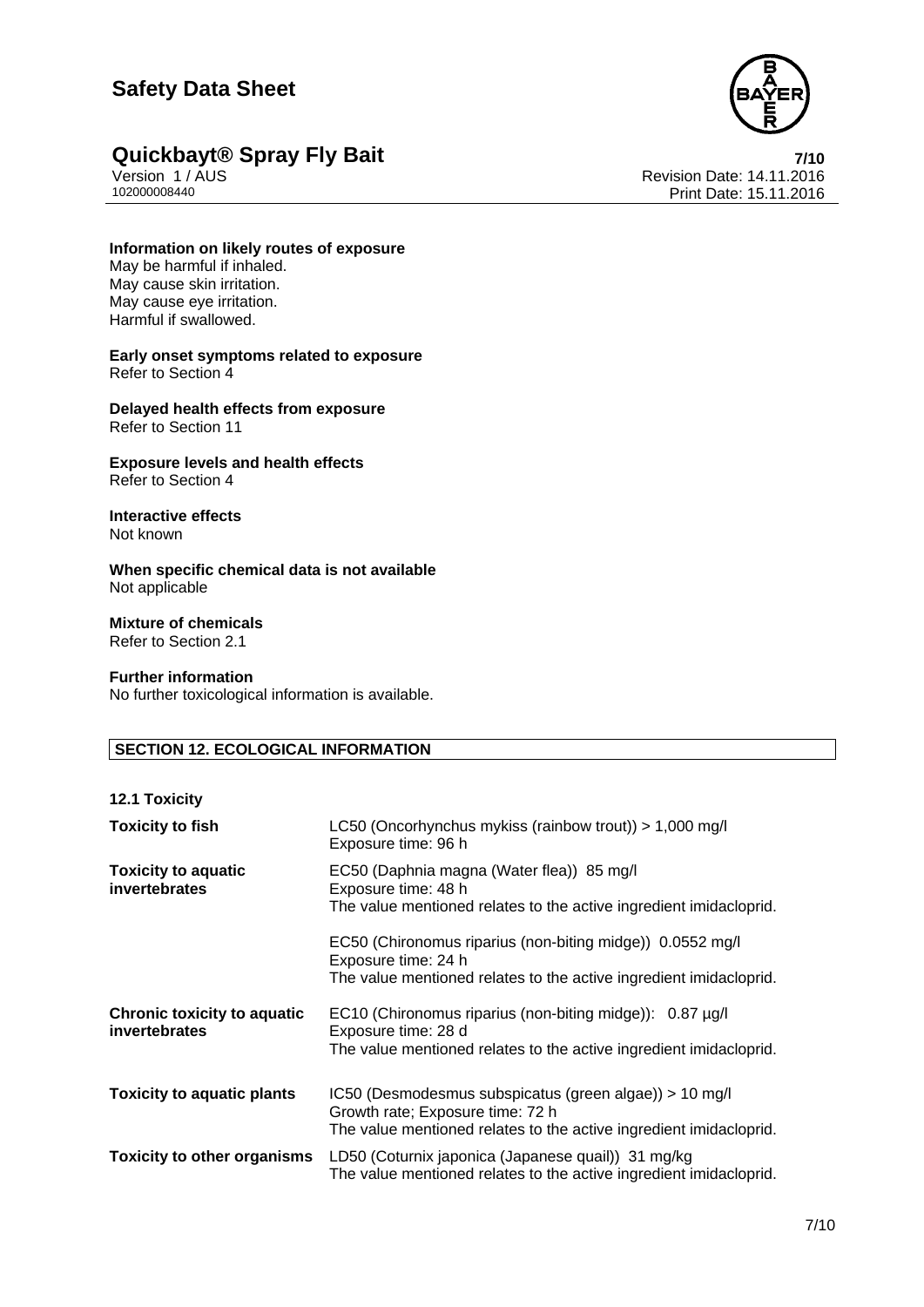**Information on likely routes of exposure**
May be harmful if inhaled.
May cause skin irritation.
May cause eye irritation.
Harmful if swallowed.

**Early onset symptoms related to exposure**
Refer to Section 4

**Delayed health effects from exposure**
Refer to Section 11

**Exposure levels and health effects**
Refer to Section 4

**Interactive effects**
Not known

**When specific chemical data is not available**
Not applicable

**Mixture of chemicals**
Refer to Section 2.1

**Further information**
No further toxicological information is available.

## SECTION 12. ECOLOGICAL INFORMATION

**12.1 Toxicity**

| | |
|---|---|
| **Toxicity to fish** | LC50 (Oncorhynchus mykiss (rainbow trout)) > 1,000 mg/l<br>Exposure time: 96 h |
| **Toxicity to aquatic invertebrates** | EC50 (Daphnia magna (Water flea)) 85 mg/l<br>Exposure time: 48 h<br>The value mentioned relates to the active ingredient imidacloprid. |
| | EC50 (Chironomus riparius (non-biting midge)) 0.0552 mg/l<br>Exposure time: 24 h<br>The value mentioned relates to the active ingredient imidacloprid. |
| **Chronic toxicity to aquatic invertebrates** | EC10 (Chironomus riparius (non-biting midge)): 0.87 µg/l<br>Exposure time: 28 d<br>The value mentioned relates to the active ingredient imidacloprid. |
| **Toxicity to aquatic plants** | IC50 (Desmodesmus subspicatus (green algae)) > 10 mg/l<br>Growth rate; Exposure time: 72 h<br>The value mentioned relates to the active ingredient imidacloprid. |
| **Toxicity to other organisms** | LD50 (Coturnix japonica (Japanese quail)) 31 mg/kg<br>The value mentioned relates to the active ingredient imidacloprid. |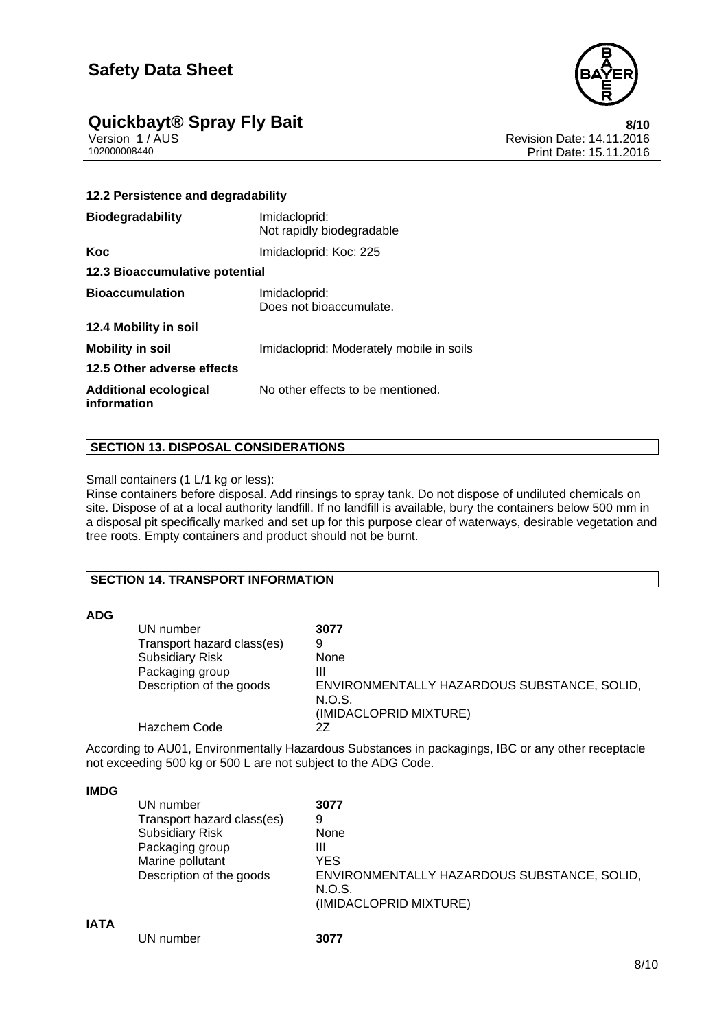### 12.2 Persistence and degradability

| | |
|---|---|
| **Biodegradability** | Imidacloprid:<br>Not rapidly biodegradable |
| **Koc** | Imidacloprid: Koc: 225 |

### 12.3 Bioaccumulative potential

| | |
|---|---|
| **Bioaccumulation** | Imidacloprid:<br>Does not bioaccumulate. |

### 12.4 Mobility in soil

| | |
|---|---|
| **Mobility in soil** | Imidacloprid: Moderately mobile in soils |

### 12.5 Other adverse effects

| | |
|---|---|
| **Additional ecological information** | No other effects to be mentioned. |

## SECTION 13. DISPOSAL CONSIDERATIONS

Small containers (1 L/1 kg or less):
Rinse containers before disposal. Add rinsings to spray tank. Do not dispose of undiluted chemicals on site. Dispose of at a local authority landfill. If no landfill is available, bury the containers below 500 mm in a disposal pit specifically marked and set up for this purpose clear of waterways, desirable vegetation and tree roots. Empty containers and product should not be burnt.

## SECTION 14. TRANSPORT INFORMATION

**ADG**

| | |
|---|---|
| UN number | **3077** |
| Transport hazard class(es) | 9 |
| Subsidiary Risk | None |
| Packaging group | III |
| Description of the goods | ENVIRONMENTALLY HAZARDOUS SUBSTANCE, SOLID, N.O.S.<br>(IMIDACLOPRID MIXTURE) |
| Hazchem Code | 2Z |

According to AU01, Environmentally Hazardous Substances in packagings, IBC or any other receptacle not exceeding 500 kg or 500 L are not subject to the ADG Code.

**IMDG**

| | |
|---|---|
| UN number | **3077** |
| Transport hazard class(es) | 9 |
| Subsidiary Risk | None |
| Packaging group | III |
| Marine pollutant | YES |
| Description of the goods | ENVIRONMENTALLY HAZARDOUS SUBSTANCE, SOLID, N.O.S.<br>(IMIDACLOPRID MIXTURE) |

**IATA**

| | |
|---|---|
| UN number | **3077** |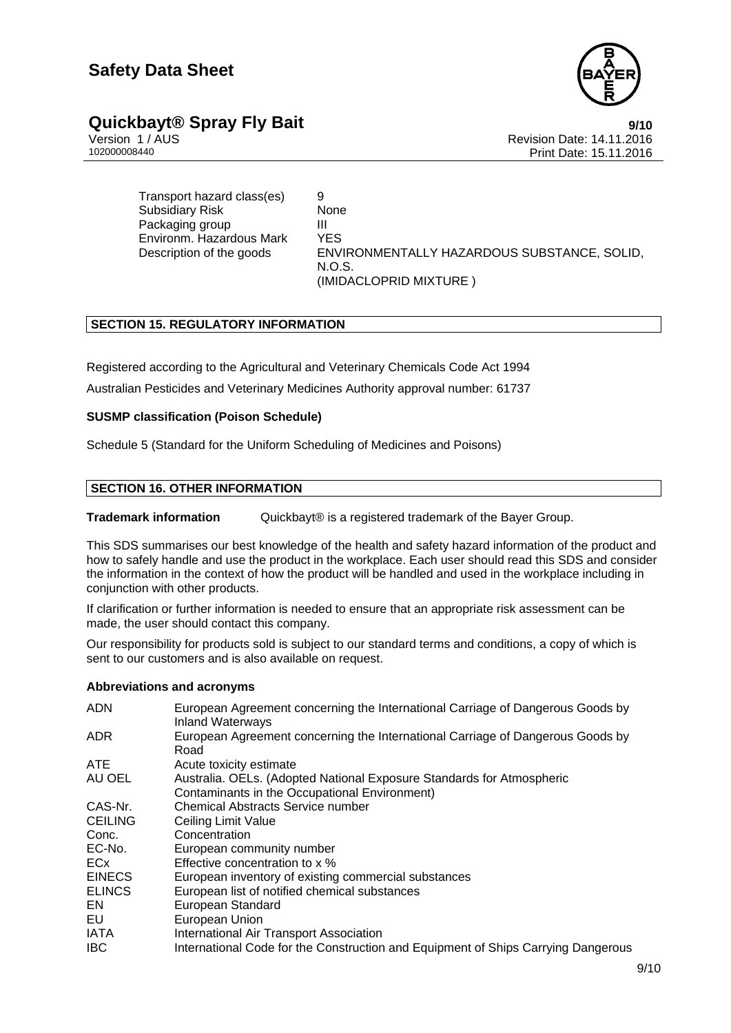| | |
|---|---|
| Transport hazard class(es) | 9 |
| Subsidiary Risk | None |
| Packaging group | III |
| Environm. Hazardous Mark | YES |
| Description of the goods | ENVIRONMENTALLY HAZARDOUS SUBSTANCE, SOLID, N.O.S. (IMIDACLOPRID MIXTURE ) |

## SECTION 15. REGULATORY INFORMATION

Registered according to the Agricultural and Veterinary Chemicals Code Act 1994

Australian Pesticides and Veterinary Medicines Authority approval number: 61737

**SUSMP classification (Poison Schedule)**

Schedule 5 (Standard for the Uniform Scheduling of Medicines and Poisons)

## SECTION 16. OTHER INFORMATION

**Trademark information** Quickbayt® is a registered trademark of the Bayer Group.

This SDS summarises our best knowledge of the health and safety hazard information of the product and how to safely handle and use the product in the workplace. Each user should read this SDS and consider the information in the context of how the product will be handled and used in the workplace including in conjunction with other products.

If clarification or further information is needed to ensure that an appropriate risk assessment can be made, the user should contact this company.

Our responsibility for products sold is subject to our standard terms and conditions, a copy of which is sent to our customers and is also available on request.

**Abbreviations and acronyms**

| | |
|---|---|
| ADN | European Agreement concerning the International Carriage of Dangerous Goods by Inland Waterways |
| ADR | European Agreement concerning the International Carriage of Dangerous Goods by Road |
| ATE | Acute toxicity estimate |
| AU OEL | Australia. OELs. (Adopted National Exposure Standards for Atmospheric Contaminants in the Occupational Environment) |
| CAS-Nr. | Chemical Abstracts Service number |
| CEILING | Ceiling Limit Value |
| Conc. | Concentration |
| EC-No. | European community number |
| ECx | Effective concentration to x % |
| EINECS | European inventory of existing commercial substances |
| ELINCS | European list of notified chemical substances |
| EN | European Standard |
| EU | European Union |
| IATA | International Air Transport Association |
| IBC | International Code for the Construction and Equipment of Ships Carrying Dangerous |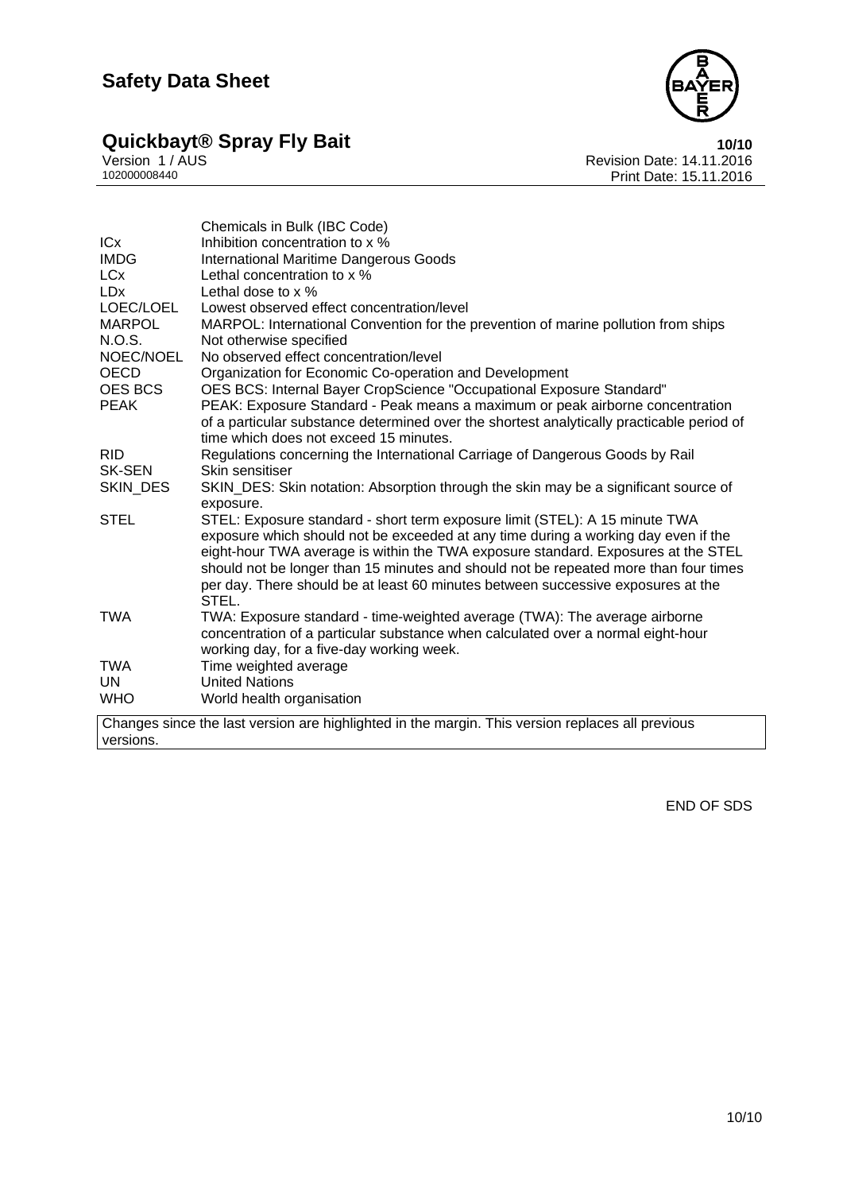| | |
|---|---|
| | Chemicals in Bulk (IBC Code) |
| ICx | Inhibition concentration to x % |
| IMDG | International Maritime Dangerous Goods |
| LCx | Lethal concentration to x % |
| LDx | Lethal dose to x % |
| LOEC/LOEL | Lowest observed effect concentration/level |
| MARPOL | MARPOL: International Convention for the prevention of marine pollution from ships |
| N.O.S. | Not otherwise specified |
| NOEC/NOEL | No observed effect concentration/level |
| OECD | Organization for Economic Co-operation and Development |
| OES BCS | OES BCS: Internal Bayer CropScience "Occupational Exposure Standard" |
| PEAK | PEAK: Exposure Standard - Peak means a maximum or peak airborne concentration of a particular substance determined over the shortest analytically practicable period of time which does not exceed 15 minutes. |
| RID | Regulations concerning the International Carriage of Dangerous Goods by Rail |
| SK-SEN | Skin sensitiser |
| SKIN_DES | SKIN_DES: Skin notation: Absorption through the skin may be a significant source of exposure. |
| STEL | STEL: Exposure standard - short term exposure limit (STEL): A 15 minute TWA exposure which should not be exceeded at any time during a working day even if the eight-hour TWA average is within the TWA exposure standard. Exposures at the STEL should not be longer than 15 minutes and should not be repeated more than four times per day. There should be at least 60 minutes between successive exposures at the STEL. |
| TWA | TWA: Exposure standard - time-weighted average (TWA): The average airborne concentration of a particular substance when calculated over a normal eight-hour working day, for a five-day working week. |
| TWA | Time weighted average |
| UN | United Nations |
| WHO | World health organisation |

Changes since the last version are highlighted in the margin. This version replaces all previous versions.

END OF SDS